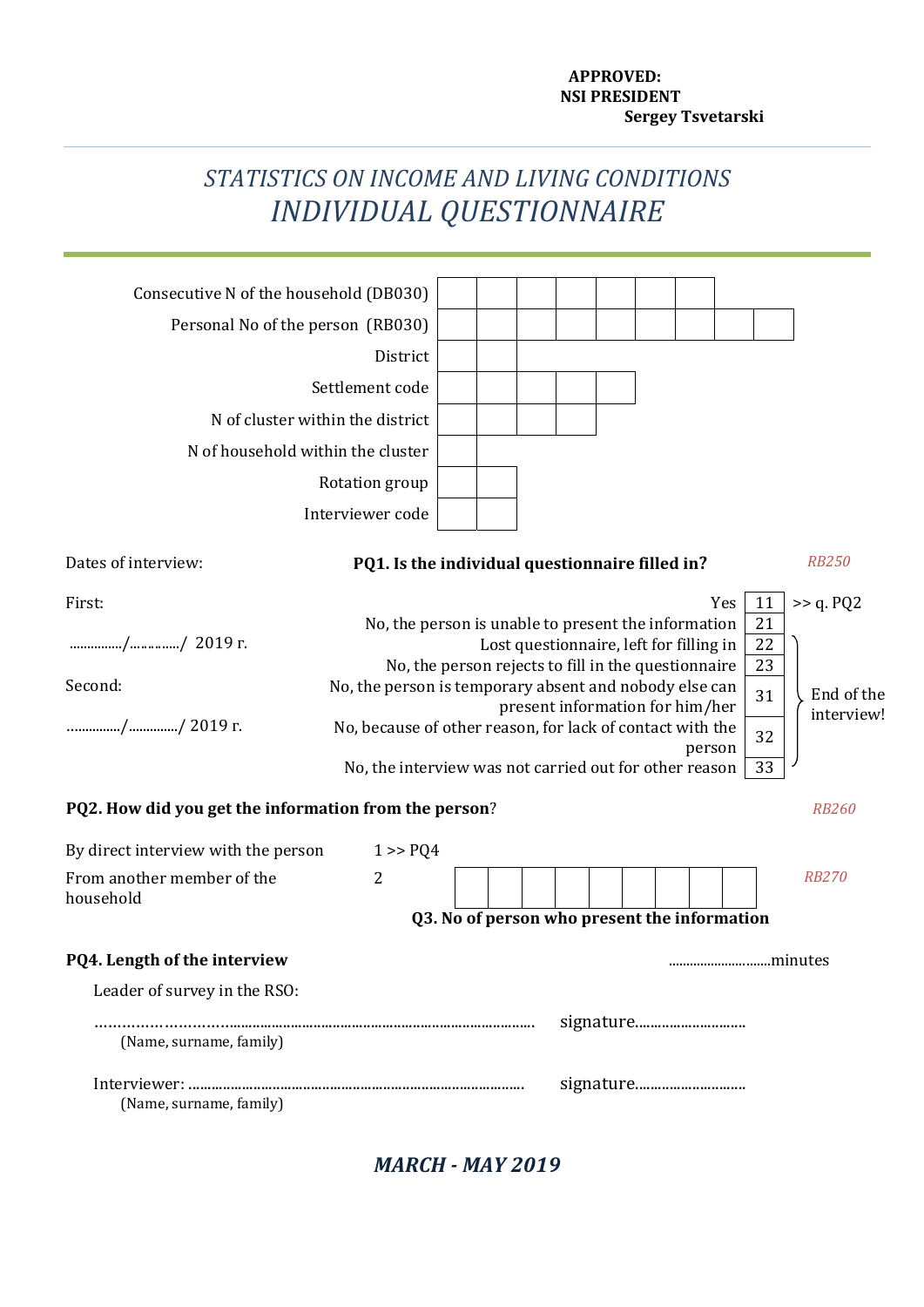**APPROVED:**
**NSI PRESIDENT**
**Sergey Tsvetarski**

# *STATISTICS ON INCOME AND LIVING CONDITIONS*
# *INDIVIDUAL QUESTIONNAIRE*

| | |
|---|---|
| Consecutive N of the household (DB030) | &#124;_&#124;_&#124;_&#124;_&#124;_&#124;_&#124;_&#124; |
| Personal No of the person (RB030) | &#124;_&#124;_&#124;_&#124;_&#124;_&#124;_&#124;_&#124;_&#124;_&#124; |
| District | &#124;_&#124;_&#124; |
| Settlement code | &#124;_&#124;_&#124;_&#124;_&#124;_&#124; |
| N of cluster within the district | &#124;_&#124;_&#124;_&#124;_&#124; |
| N of household within the cluster | &#124;_&#124; |
| Rotation group | &#124;_&#124;_&#124; |
| Interviewer code | &#124;_&#124;_&#124; |

Dates of interview:

First:

................/.............../ 2019 r.

Second:

................/.............../ 2019 r.

**PQ1. Is the individual questionnaire filled in?** *RB250*

| | | |
|---|---|---|
| Yes | 11 | >> q. PQ2 |
| No, the person is unable to present the information | 21 | |
| Lost questionnaire, left for filling in | 22 | End of the interview! |
| No, the person rejects to fill in the questionnaire | 23 | |
| No, the person is temporary absent and nobody else can present information for him/her | 31 | |
| No, because of other reason, for lack of contact with the person | 32 | |
| No, the interview was not carried out for other reason | 33 | |

**PQ2. How did you get the information from the person**? *RB260*

By direct interview with the person 1 >> PQ4

From another member of the household 2 &#124;_&#124;_&#124;_&#124;_&#124;_&#124;_&#124;_&#124;_&#124;_&#124; *RB270*

**Q3. No of person who present the information**

**PQ4. Length of the interview** ...............................minutes

Leader of survey in the RSO:

......................................................................................................... signature...............................
(Name, surname, family)

Interviewer: ......................................................................................... signature...............................
(Name, surname, family)

***MARCH - MAY 2019***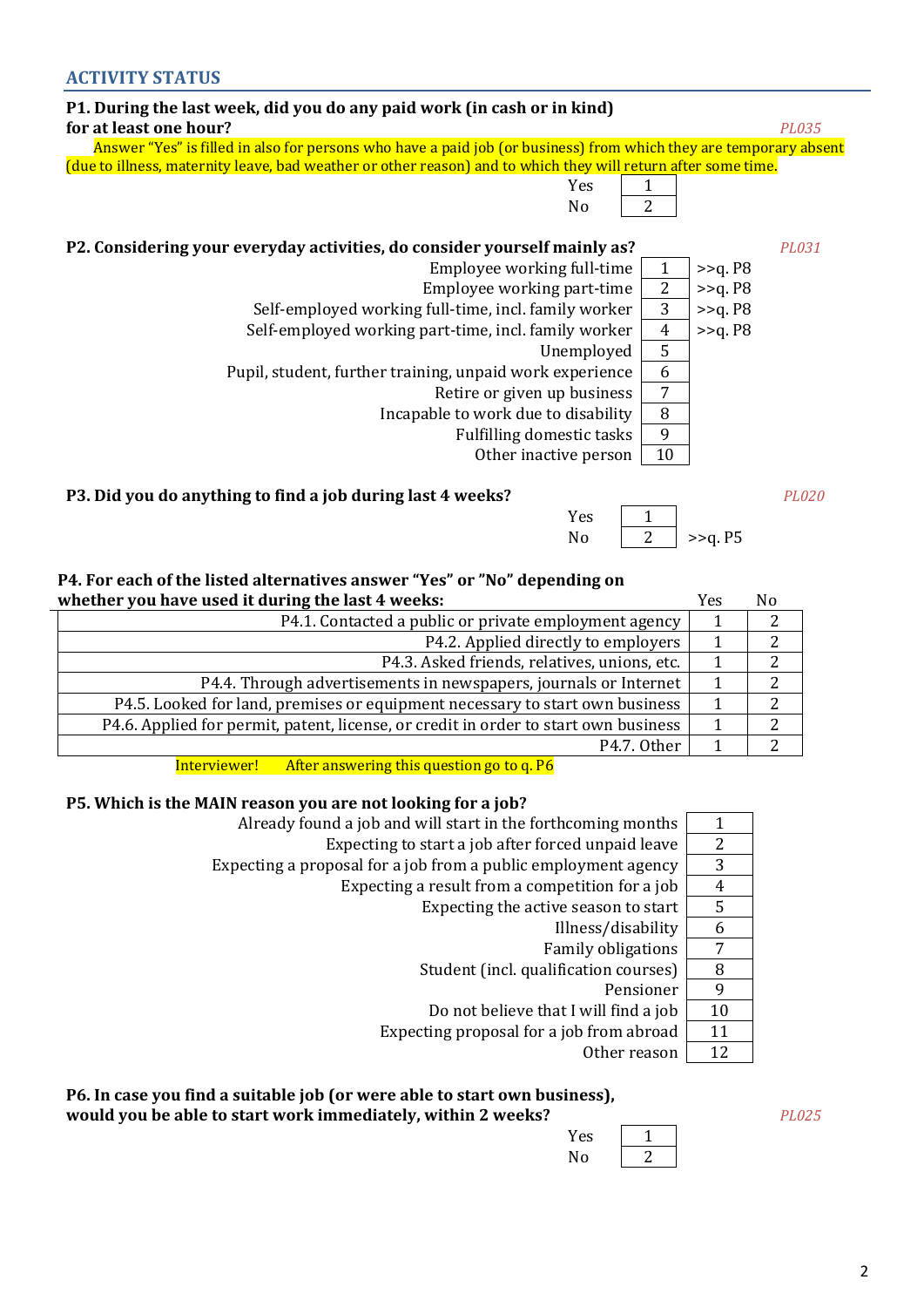## ACTIVITY STATUS

**P1. During the last week, did you do any paid work (in cash or in kind) for at least one hour?** *PL035*

Answer "Yes" is filled in also for persons who have a paid job (or business) from which they are temporary absent (due to illness, maternity leave, bad weather or other reason) and to which they will return after some time.

| | |
|---|---|
| Yes | 1 |
| No | 2 |

**P2. Considering your everyday activities, do consider yourself mainly as?** *PL031*

| | | |
|---|---|---|
| Employee working full-time | 1 | >>q. P8 |
| Employee working part-time | 2 | >>q. P8 |
| Self-employed working full-time, incl. family worker | 3 | >>q. P8 |
| Self-employed working part-time, incl. family worker | 4 | >>q. P8 |
| Unemployed | 5 | |
| Pupil, student, further training, unpaid work experience | 6 | |
| Retire or given up business | 7 | |
| Incapable to work due to disability | 8 | |
| Fulfilling domestic tasks | 9 | |
| Other inactive person | 10 | |

**P3. Did you do anything to find a job during last 4 weeks?** *PL020*

| | | |
|---|---|---|
| Yes | 1 | |
| No | 2 | >>q. P5 |

**P4. For each of the listed alternatives answer "Yes" or "No" depending on whether you have used it during the last 4 weeks:**

| | Yes | No |
|---|---|---|
| P4.1. Contacted a public or private employment agency | 1 | 2 |
| P4.2. Applied directly to employers | 1 | 2 |
| P4.3. Asked friends, relatives, unions, etc. | 1 | 2 |
| P4.4. Through advertisements in newspapers, journals or Internet | 1 | 2 |
| P4.5. Looked for land, premises or equipment necessary to start own business | 1 | 2 |
| P4.6. Applied for permit, patent, license, or credit in order to start own business | 1 | 2 |
| P4.7. Other | 1 | 2 |

Interviewer! After answering this question go to q. P6

**P5. Which is the MAIN reason you are not looking for a job?**

| | |
|---|---|
| Already found a job and will start in the forthcoming months | 1 |
| Expecting to start a job after forced unpaid leave | 2 |
| Expecting a proposal for a job from a public employment agency | 3 |
| Expecting a result from a competition for a job | 4 |
| Expecting the active season to start | 5 |
| Illness/disability | 6 |
| Family obligations | 7 |
| Student (incl. qualification courses) | 8 |
| Pensioner | 9 |
| Do not believe that I will find a job | 10 |
| Expecting proposal for a job from abroad | 11 |
| Other reason | 12 |

**P6. In case you find a suitable job (or were able to start own business), would you be able to start work immediately, within 2 weeks?** *PL025*

| | |
|---|---|
| Yes | 1 |
| No | 2 |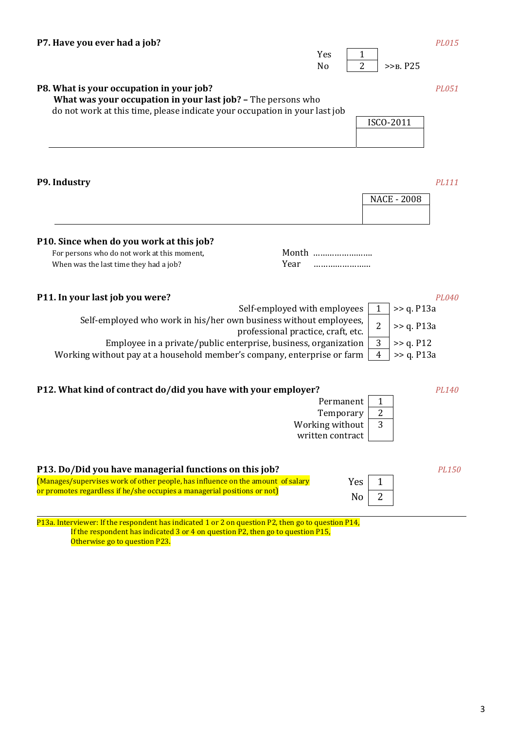**P7. Have you ever had a job?** *PL015*

| | | |
|---|---|---|
| Yes | 1 | |
| No | 2 | >>в. P25 |

**P8. What is your occupation in your job?** *PL051*

**What was your occupation in your last job? –** The persons who do not work at this time, please indicate your occupation in your last job

| ISCO-2011 |
|---|
| |

**P9. Industry** *PL111*

| NACE - 2008 |
|---|
| |

**P10. Since when do you work at this job?**

For persons who do not work at this moment, When was the last time they had a job?

Month ……………………..

Year ……………………..

**P11. In your last job you were?** *PL040*

| | | |
|---|---|---|
| Self-employed with employees | 1 | >> q. P13a |
| Self-employed who work in his/her own business without employees, professional practice, craft, etc. | 2 | >> q. P13a |
| Employee in a private/public enterprise, business, organization | 3 | >> q. P12 |
| Working without pay at a household member's company, enterprise or farm | 4 | >> q. P13a |

**P12. What kind of contract do/did you have with your employer?** *PL140*

| | |
|---|---|
| Permanent | 1 |
| Temporary | 2 |
| Working without written contract | 3 |

**P13. Do/Did you have managerial functions on this job?** *PL150*

(Manages/supervises work of other people, has influence on the amount of salary or promotes regardless if he/she occupies a managerial positions or not)

| | |
|---|---|
| Yes | 1 |
| No | 2 |

P13a. Interviewer: If the respondent has indicated 1 or 2 on question P2, then go to question P14,
If the respondent has indicated 3 or 4 on question P2, then go to question P15,
Otherwise go to question P23.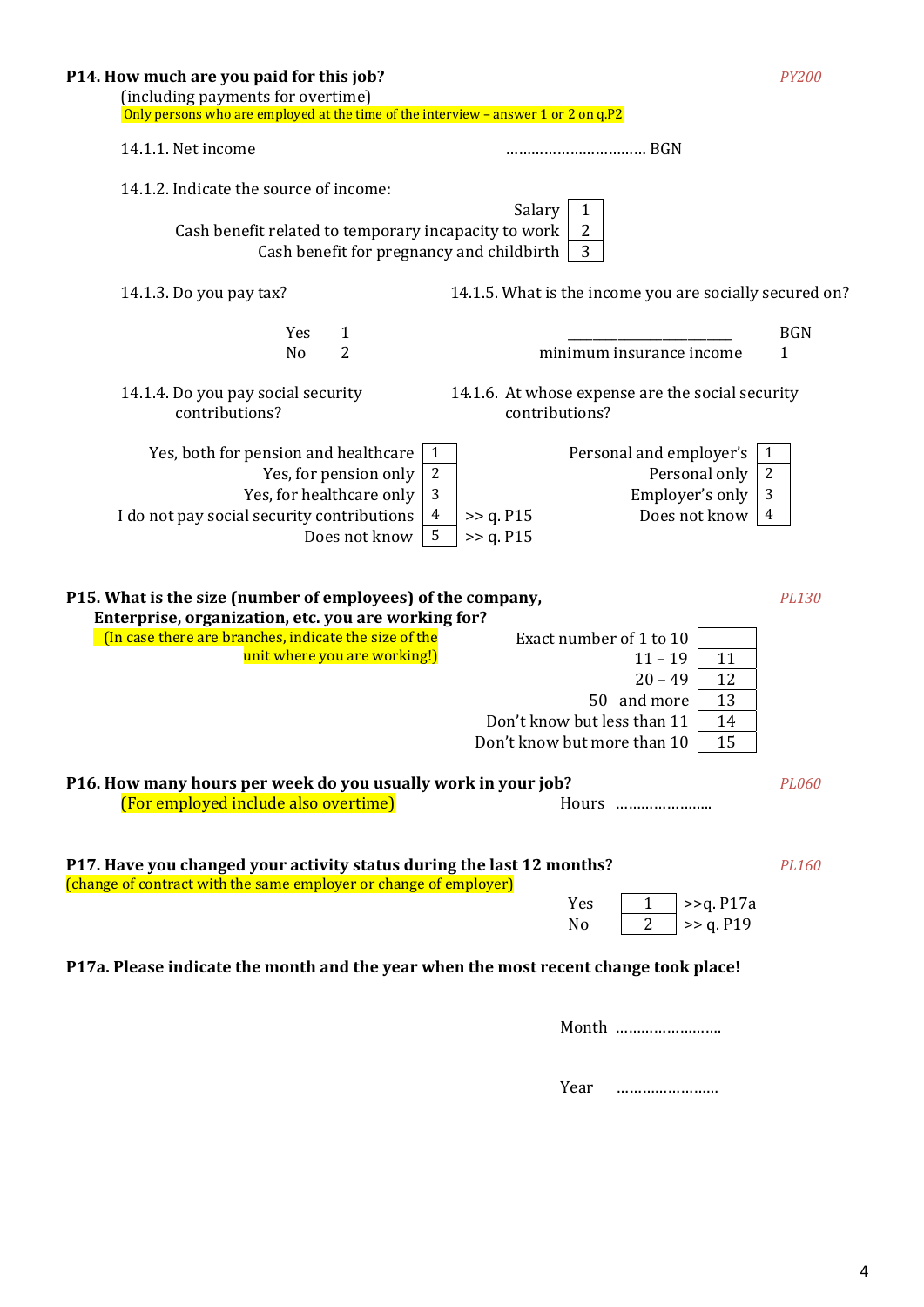**P14. How much are you paid for this job?** *PY200*

(including payments for overtime)

Only persons who are employed at the time of the interview – answer 1 or 2 on q.P2

14.1.1. Net income ……………………………. BGN

14.1.2. Indicate the source of income:

| | |
|---|---|
| Salary | 1 |
| Cash benefit related to temporary incapacity to work | 2 |
| Cash benefit for pregnancy and childbirth | 3 |

14.1.3. Do you pay tax?

| | |
|---|---|
| Yes | 1 |
| No | 2 |

14.1.5. What is the income you are socially secured on?

| | |
|---|---|
| ________________________ | BGN |
| minimum insurance income | 1 |

14.1.4. Do you pay social security contributions?

| | | |
|---|---|---|
| Yes, both for pension and healthcare | 1 | |
| Yes, for pension only | 2 | |
| Yes, for healthcare only | 3 | |
| I do not pay social security contributions | 4 | >> q. P15 |
| Does not know | 5 | >> q. P15 |

14.1.6. At whose expense are the social security contributions?

| | |
|---|---|
| Personal and employer's | 1 |
| Personal only | 2 |
| Employer's only | 3 |
| Does not know | 4 |

**P15. What is the size (number of employees) of the company, Enterprise, organization, etc. you are working for?** *PL130*

(In case there are branches, indicate the size of the unit where you are working!)

| | |
|---|---|
| Exact number of 1 to 10 | |
| 11 – 19 | 11 |
| 20 – 49 | 12 |
| 50 and more | 13 |
| Don't know but less than 11 | 14 |
| Don't know but more than 10 | 15 |

**P16. How many hours per week do you usually work in your job?** *PL060*

(For employed include also overtime)

Hours …………………..

**P17. Have you changed your activity status during the last 12 months?** *PL160*

(change of contract with the same employer or change of employer)

| | | |
|---|---|---|
| Yes | 1 | >>q. P17a |
| No | 2 | >> q. P19 |

**P17a. Please indicate the month and the year when the most recent change took place!**

Month ……………………..

Year ……………………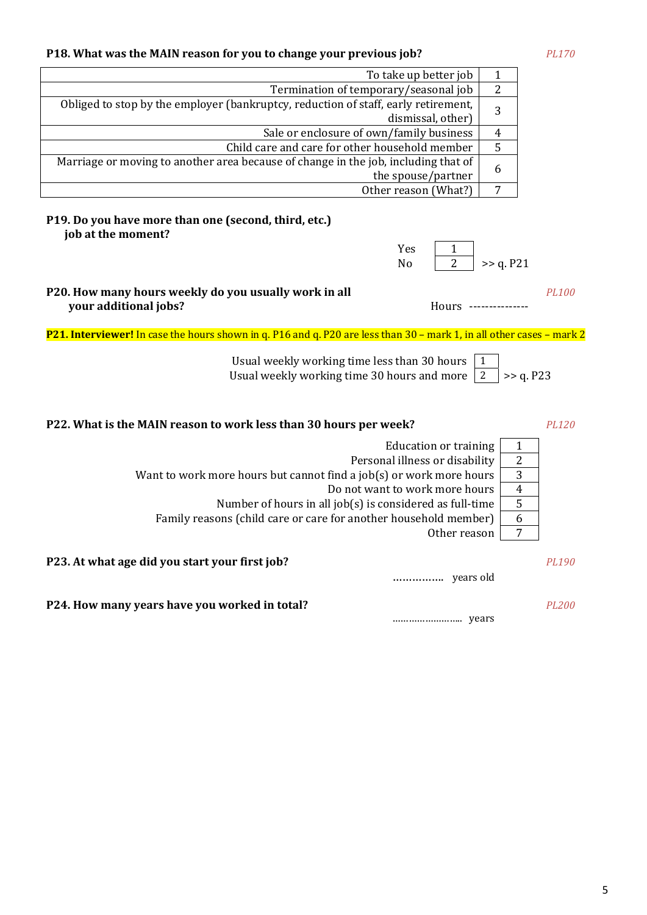**P18. What was the MAIN reason for you to change your previous job?** *PL170*

| | |
|---|---|
| To take up better job | 1 |
| Termination of temporary/seasonal job | 2 |
| Obliged to stop by the employer (bankruptcy, reduction of staff, early retirement, dismissal, other) | 3 |
| Sale or enclosure of own/family business | 4 |
| Child care and care for other household member | 5 |
| Marriage or moving to another area because of change in the job, including that of the spouse/partner | 6 |
| Other reason (What?) | 7 |

**P19. Do you have more than one (second, third, etc.) job at the moment?**

| | | |
|---|---|---|
| Yes | 1 | |
| No | 2 | >> q. P21 |

**P20. How many hours weekly do you usually work in all your additional jobs?** *PL100*

Hours --------------

**P21. Interviewer!** In case the hours shown in q. P16 and q. P20 are less than 30 – mark 1, in all other cases – mark 2

| | | |
|---|---|---|
| Usual weekly working time less than 30 hours | 1 | |
| Usual weekly working time 30 hours and more | 2 | >> q. P23 |

**P22. What is the MAIN reason to work less than 30 hours per week?** *PL120*

| | |
|---|---|
| Education or training | 1 |
| Personal illness or disability | 2 |
| Want to work more hours but cannot find a job(s) or work more hours | 3 |
| Do not want to work more hours | 4 |
| Number of hours in all job(s) is considered as full-time | 5 |
| Family reasons (child care or care for another household member) | 6 |
| Other reason | 7 |

**P23. At what age did you start your first job?** *PL190*

…………….. years old

**P24. How many years have you worked in total?** *PL200*

…………………….. years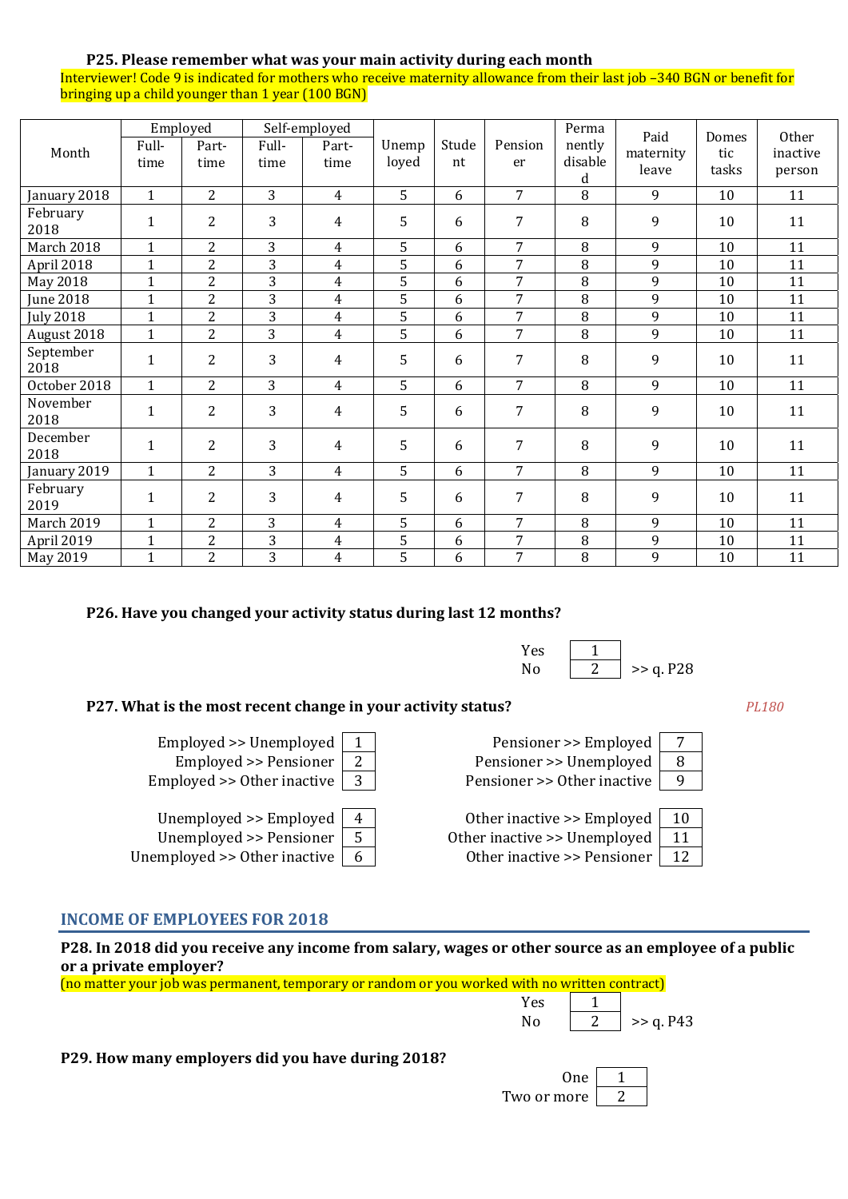**P25. Please remember what was your main activity during each month**

Interviewer! Code 9 is indicated for mothers who receive maternity allowance from their last job –340 BGN or benefit for bringing up a child younger than 1 year (100 BGN)

| Month | Employed | | Self-employed | | Unemployed | Student | Pensioner | Permanently disabled | Paid maternity leave | Domestic tasks | Other inactive person |
|---|---|---|---|---|---|---|---|---|---|---|---|
| | Full-time | Part-time | Full-time | Part-time | | | | | | | |
| January 2018 | 1 | 2 | 3 | 4 | 5 | 6 | 7 | 8 | 9 | 10 | 11 |
| February 2018 | 1 | 2 | 3 | 4 | 5 | 6 | 7 | 8 | 9 | 10 | 11 |
| March 2018 | 1 | 2 | 3 | 4 | 5 | 6 | 7 | 8 | 9 | 10 | 11 |
| April 2018 | 1 | 2 | 3 | 4 | 5 | 6 | 7 | 8 | 9 | 10 | 11 |
| May 2018 | 1 | 2 | 3 | 4 | 5 | 6 | 7 | 8 | 9 | 10 | 11 |
| June 2018 | 1 | 2 | 3 | 4 | 5 | 6 | 7 | 8 | 9 | 10 | 11 |
| July 2018 | 1 | 2 | 3 | 4 | 5 | 6 | 7 | 8 | 9 | 10 | 11 |
| August 2018 | 1 | 2 | 3 | 4 | 5 | 6 | 7 | 8 | 9 | 10 | 11 |
| September 2018 | 1 | 2 | 3 | 4 | 5 | 6 | 7 | 8 | 9 | 10 | 11 |
| October 2018 | 1 | 2 | 3 | 4 | 5 | 6 | 7 | 8 | 9 | 10 | 11 |
| November 2018 | 1 | 2 | 3 | 4 | 5 | 6 | 7 | 8 | 9 | 10 | 11 |
| December 2018 | 1 | 2 | 3 | 4 | 5 | 6 | 7 | 8 | 9 | 10 | 11 |
| January 2019 | 1 | 2 | 3 | 4 | 5 | 6 | 7 | 8 | 9 | 10 | 11 |
| February 2019 | 1 | 2 | 3 | 4 | 5 | 6 | 7 | 8 | 9 | 10 | 11 |
| March 2019 | 1 | 2 | 3 | 4 | 5 | 6 | 7 | 8 | 9 | 10 | 11 |
| April 2019 | 1 | 2 | 3 | 4 | 5 | 6 | 7 | 8 | 9 | 10 | 11 |
| May 2019 | 1 | 2 | 3 | 4 | 5 | 6 | 7 | 8 | 9 | 10 | 11 |

**P26. Have you changed your activity status during last 12 months?**

| | | |
|---|---|---|
| Yes | 1 | |
| No | 2 | >> q. P28 |

**P27. What is the most recent change in your activity status?** *PL180*

| | | | |
|---|---|---|---|
| Employed >> Unemployed | 1 | Pensioner >> Employed | 7 |
| Employed >> Pensioner | 2 | Pensioner >> Unemployed | 8 |
| Employed >> Other inactive | 3 | Pensioner >> Other inactive | 9 |
| Unemployed >> Employed | 4 | Other inactive >> Employed | 10 |
| Unemployed >> Pensioner | 5 | Other inactive >> Unemployed | 11 |
| Unemployed >> Other inactive | 6 | Other inactive >> Pensioner | 12 |

## INCOME OF EMPLOYEES FOR 2018

**P28. In 2018 did you receive any income from salary, wages or other source as an employee of a public or a private employer?**

(no matter your job was permanent, temporary or random or you worked with no written contract)

| | | |
|---|---|---|
| Yes | 1 | |
| No | 2 | >> q. P43 |

**P29. How many employers did you have during 2018?**

| | |
|---|---|
| One | 1 |
| Two or more | 2 |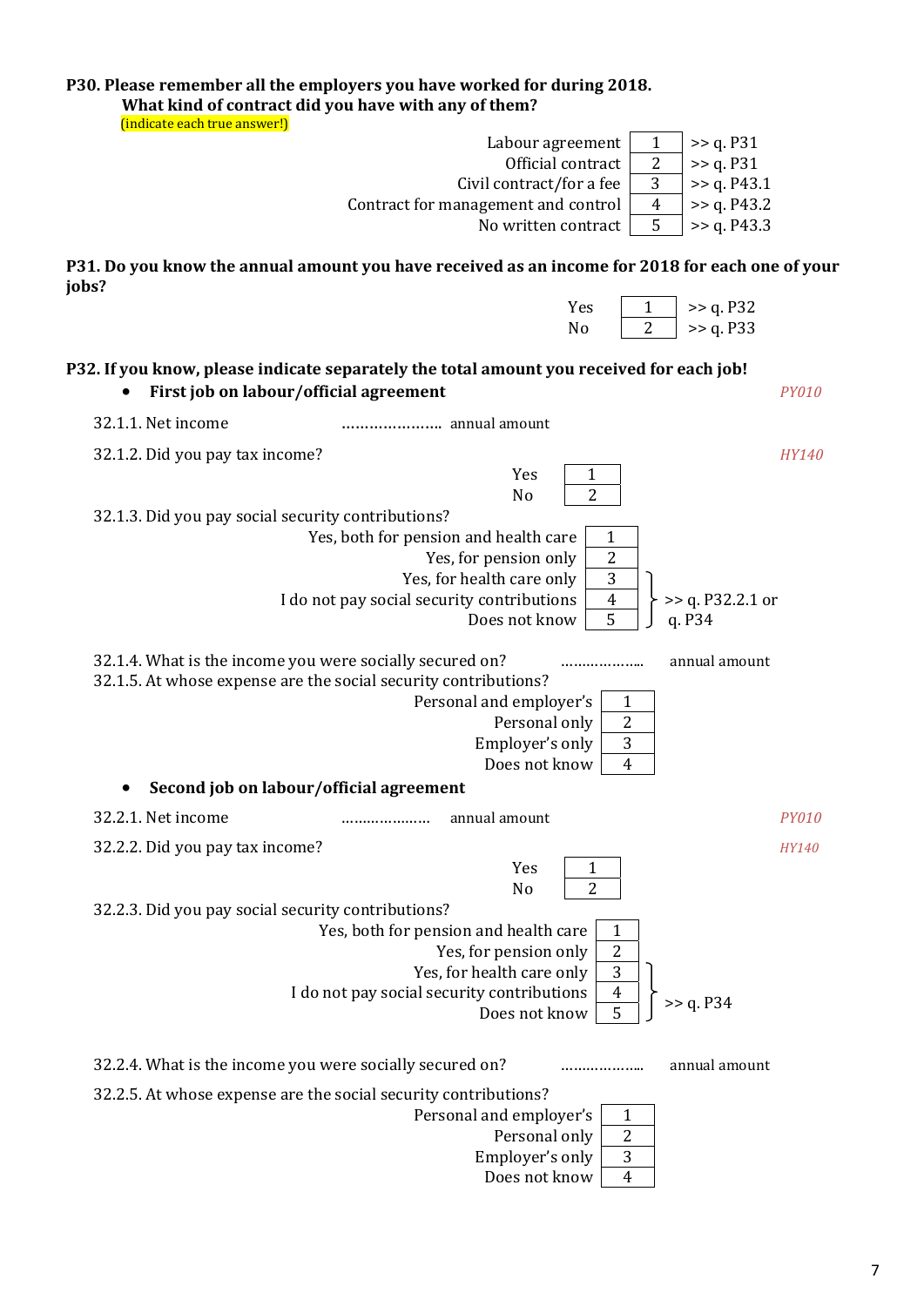**P30. Please remember all the employers you have worked for during 2018. What kind of contract did you have with any of them?**
(indicate each true answer!)

| | | |
|---|---|---|
| Labour agreement | 1 | >> q. P31 |
| Official contract | 2 | >> q. P31 |
| Civil contract/for a fee | 3 | >> q. P43.1 |
| Contract for management and control | 4 | >> q. P43.2 |
| No written contract | 5 | >> q. P43.3 |

**P31. Do you know the annual amount you have received as an income for 2018 for each one of your jobs?**

| | | |
|---|---|---|
| Yes | 1 | >> q. P32 |
| No | 2 | >> q. P33 |

**P32. If you know, please indicate separately the total amount you received for each job!**

- **First job on labour/official agreement** *PY010*

32.1.1. Net income ………………… annual amount

32.1.2. Did you pay tax income? *HY140*

| | |
|---|---|
| Yes | 1 |
| No | 2 |

32.1.3. Did you pay social security contributions?

| | | |
|---|---|---|
| Yes, both for pension and health care | 1 | |
| Yes, for pension only | 2 | |
| Yes, for health care only | 3 | >> q. P32.2.1 or q. P34 |
| I do not pay social security contributions | 4 | >> q. P32.2.1 or q. P34 |
| Does not know | 5 | >> q. P32.2.1 or q. P34 |

32.1.4. What is the income you were socially secured on? ……………….. annual amount

32.1.5. At whose expense are the social security contributions?

| | |
|---|---|
| Personal and employer's | 1 |
| Personal only | 2 |
| Employer's only | 3 |
| Does not know | 4 |

- **Second job on labour/official agreement**

32.2.1. Net income ………………… annual amount *PY010*

32.2.2. Did you pay tax income? *HY140*

| | |
|---|---|
| Yes | 1 |
| No | 2 |

32.2.3. Did you pay social security contributions?

| | | |
|---|---|---|
| Yes, both for pension and health care | 1 | |
| Yes, for pension only | 2 | |
| Yes, for health care only | 3 | >> q. P34 |
| I do not pay social security contributions | 4 | >> q. P34 |
| Does not know | 5 | >> q. P34 |

32.2.4. What is the income you were socially secured on? ……………….. annual amount

32.2.5. At whose expense are the social security contributions?

| | |
|---|---|
| Personal and employer's | 1 |
| Personal only | 2 |
| Employer's only | 3 |
| Does not know | 4 |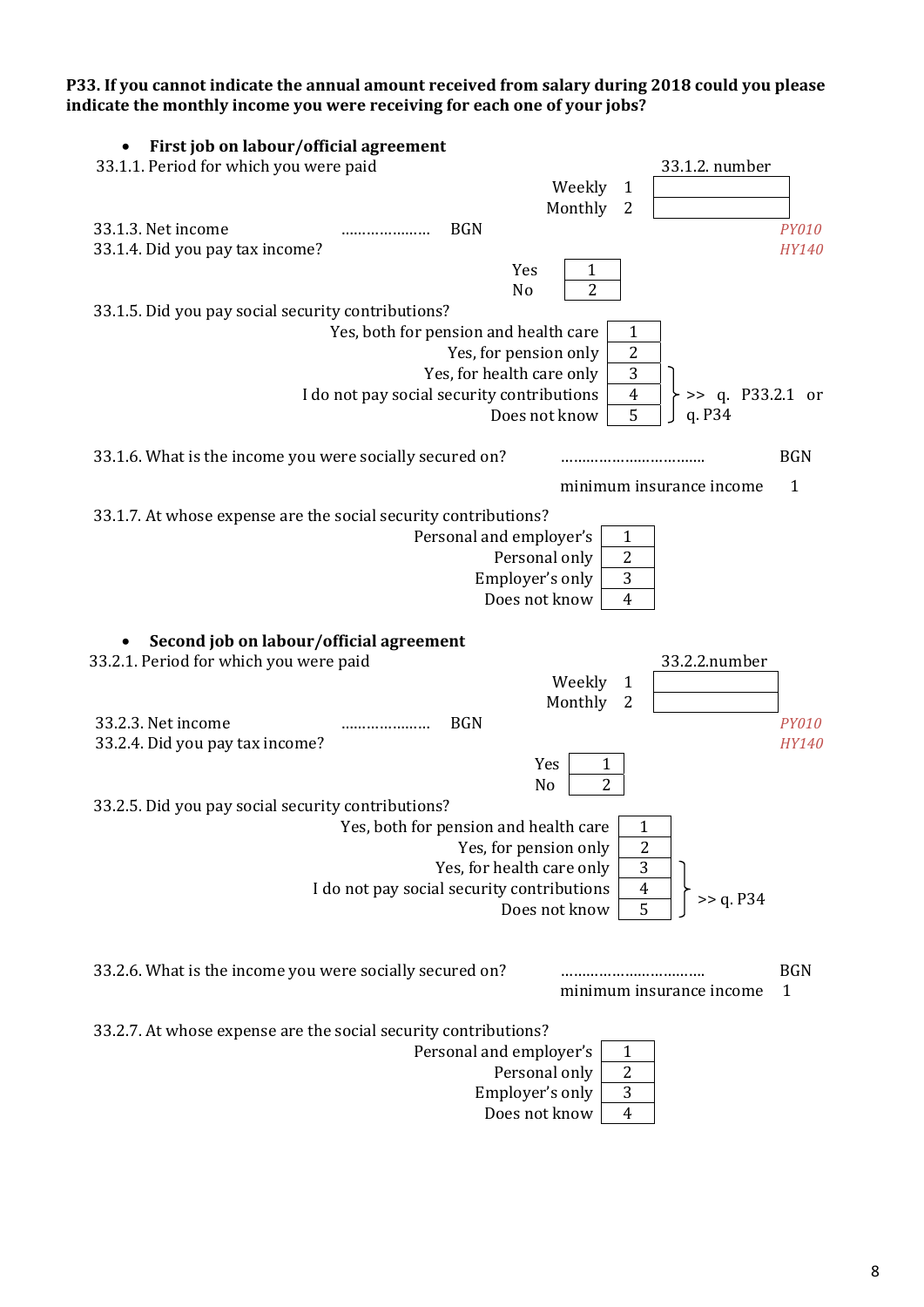**P33. If you cannot indicate the annual amount received from salary during 2018 could you please indicate the monthly income you were receiving for each one of your jobs?**

- **First job on labour/official agreement**

33.1.1. Period for which you were paid

| | | 33.1.2. number |
|---|---|---|
| Weekly | 1 | |
| Monthly | 2 | |

33.1.3. Net income ………………… BGN *PY010*

33.1.4. Did you pay tax income? *HY140*

| | |
|---|---|
| Yes | 1 |
| No | 2 |

33.1.5. Did you pay social security contributions?

| | | |
|---|---|---|
| Yes, both for pension and health care | 1 | |
| Yes, for pension only | 2 | |
| Yes, for health care only | 3 | |
| I do not pay social security contributions | 4 | >> q. P33.2.1 or q. P34 |
| Does not know | 5 | |

33.1.6. What is the income you were socially secured on? …………………………… BGN

minimum insurance income 1

33.1.7. At whose expense are the social security contributions?

| | |
|---|---|
| Personal and employer's | 1 |
| Personal only | 2 |
| Employer's only | 3 |
| Does not know | 4 |

- **Second job on labour/official agreement**

33.2.1. Period for which you were paid

| | | 33.2.2.number |
|---|---|---|
| Weekly | 1 | |
| Monthly | 2 | |

33.2.3. Net income ………………… BGN *PY010*

33.2.4. Did you pay tax income? *HY140*

| | |
|---|---|
| Yes | 1 |
| No | 2 |

33.2.5. Did you pay social security contributions?

| | | |
|---|---|---|
| Yes, both for pension and health care | 1 | |
| Yes, for pension only | 2 | |
| Yes, for health care only | 3 | |
| I do not pay social security contributions | 4 | >> q. P34 |
| Does not know | 5 | |

33.2.6. What is the income you were socially secured on? …………………………… BGN

minimum insurance income 1

33.2.7. At whose expense are the social security contributions?

| | |
|---|---|
| Personal and employer's | 1 |
| Personal only | 2 |
| Employer's only | 3 |
| Does not know | 4 |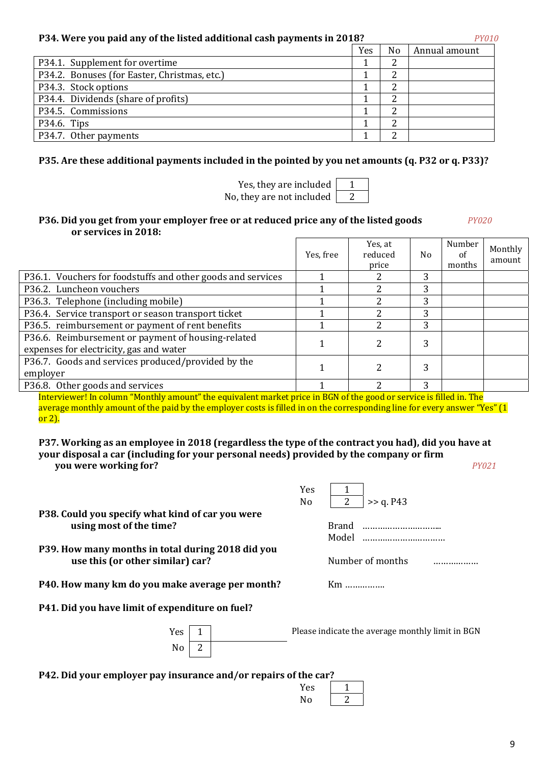**P34. Were you paid any of the listed additional cash payments in 2018?** *PY010*

| | Yes | No | Annual amount |
|---|---|---|---|
| P34.1. Supplement for overtime | 1 | 2 | |
| P34.2. Bonuses (for Easter, Christmas, etc.) | 1 | 2 | |
| P34.3. Stock options | 1 | 2 | |
| P34.4. Dividends (share of profits) | 1 | 2 | |
| P34.5. Commissions | 1 | 2 | |
| P34.6. Tips | 1 | 2 | |
| P34.7. Other payments | 1 | 2 | |

**P35. Are these additional payments included in the pointed by you net amounts (q. P32 or q. P33)?**

| | |
|---|---|
| Yes, they are included | 1 |
| No, they are not included | 2 |

**P36. Did you get from your employer free or at reduced price any of the listed goods or services in 2018:** *PY020*

| | Yes, free | Yes, at reduced price | No | Number of months | Monthly amount |
|---|---|---|---|---|---|
| P36.1. Vouchers for foodstuffs and other goods and services | 1 | 2 | 3 | | |
| P36.2. Luncheon vouchers | 1 | 2 | 3 | | |
| P36.3. Telephone (including mobile) | 1 | 2 | 3 | | |
| P36.4. Service transport or season transport ticket | 1 | 2 | 3 | | |
| P36.5. reimbursement or payment of rent benefits | 1 | 2 | 3 | | |
| P36.6. Reimbursement or payment of housing-related expenses for electricity, gas and water | 1 | 2 | 3 | | |
| P36.7. Goods and services produced/provided by the employer | 1 | 2 | 3 | | |
| P36.8. Other goods and services | 1 | 2 | 3 | | |

Interviewer! In column "Monthly amount" the equivalent market price in BGN of the good or service is filled in. The average monthly amount of the paid by the employer costs is filled in on the corresponding line for every answer "Yes" (1 or 2).

**P37. Working as an employee in 2018 (regardless the type of the contract you had), did you have at your disposal a car (including for your personal needs) provided by the company or firm you were working for?** *PY021*

| | | |
|---|---|---|
| Yes | 1 | |
| No | 2 | >> q. P43 |

**P38. Could you specify what kind of car you were using most of the time?**

Brand ……………………….

Model ……………………………

**P39. How many months in total during 2018 did you use this (or other similar) car?**

Number of months ………………

**P40. How many km do you make average per month?**

Km …………….

**P41. Did you have limit of expenditure on fuel?**

| | | |
|---|---|---|
| Yes | 1 | Please indicate the average monthly limit in BGN |
| No | 2 | |

**P42. Did your employer pay insurance and/or repairs of the car?**

| | |
|---|---|
| Yes | 1 |
| No | 2 |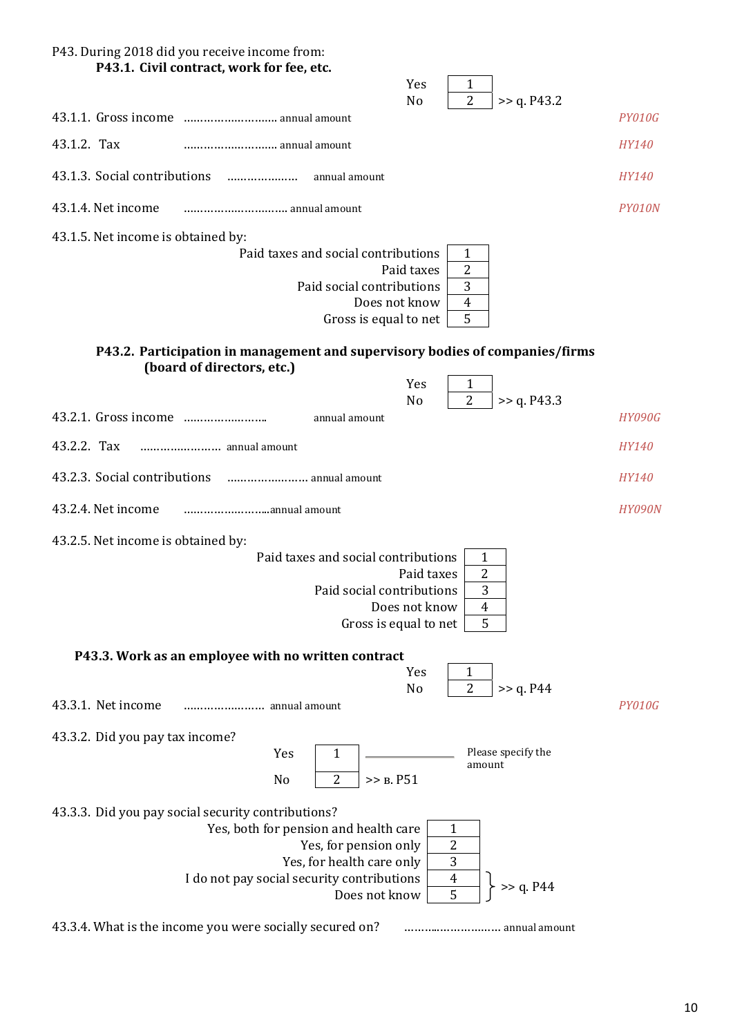P43. During 2018 did you receive income from:

**P43.1. Civil contract, work for fee, etc.**

| | | |
|---|---|---|
| Yes | 1 | |
| No | 2 | >> q. P43.2 |

43.1.1. Gross income ……………………… annual amount *PY010G*

43.1.2. Tax ……………………… annual amount *HY140*

43.1.3. Social contributions ………………… annual amount *HY140*

43.1.4. Net income ………………………… annual amount *PY010N*

43.1.5. Net income is obtained by:

| | |
|---|---|
| Paid taxes and social contributions | 1 |
| Paid taxes | 2 |
| Paid social contributions | 3 |
| Does not know | 4 |
| Gross is equal to net | 5 |

**P43.2. Participation in management and supervisory bodies of companies/firms (board of directors, etc.)**

| | | |
|---|---|---|
| Yes | 1 | |
| No | 2 | >> q. P43.3 |

43.2.1. Gross income …………………….. annual amount *HY090G*

43.2.2. Tax …………………… annual amount *HY140*

43.2.3. Social contributions …………………… annual amount *HY140*

43.2.4. Net income ……………………..annual amount *HY090N*

43.2.5. Net income is obtained by:

| | |
|---|---|
| Paid taxes and social contributions | 1 |
| Paid taxes | 2 |
| Paid social contributions | 3 |
| Does not know | 4 |
| Gross is equal to net | 5 |

**P43.3. Work as an employee with no written contract**

| | | |
|---|---|---|
| Yes | 1 | |
| No | 2 | >> q. P44 |

43.3.1. Net income …………………… annual amount *PY010G*

43.3.2. Did you pay tax income?

| | | |
|---|---|---|
| Yes | 1 | ____________ Please specify the amount |
| No | 2 | >> в. P51 |

43.3.3. Did you pay social security contributions?

| | | |
|---|---|---|
| Yes, both for pension and health care | 1 | |
| Yes, for pension only | 2 | |
| Yes, for health care only | 3 | |
| I do not pay social security contributions | 4 | >> q. P44 |
| Does not know | 5 | >> q. P44 |

43.3.4. What is the income you were socially secured on? ……….……………… annual amount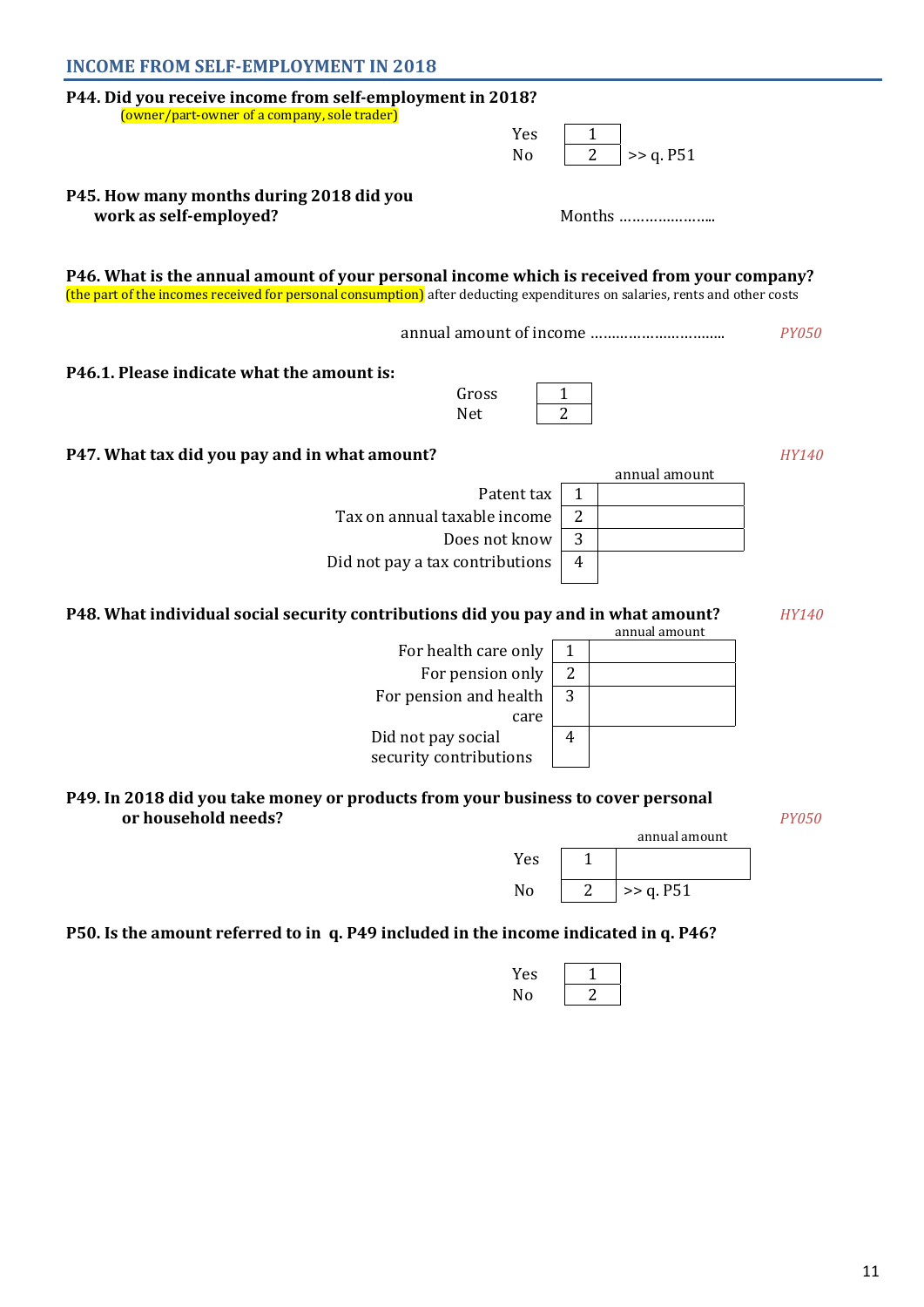## INCOME FROM SELF-EMPLOYMENT IN 2018

**P44. Did you receive income from self-employment in 2018?**
(owner/part-owner of a company, sole trader)

| | | |
|---|---|---|
| Yes | 1 | |
| No | 2 | >> q. P51 |

**P45. How many months during 2018 did you work as self-employed?**

Months …………………..

**P46. What is the annual amount of your personal income which is received from your company?**
(the part of the incomes received for personal consumption) after deducting expenditures on salaries, rents and other costs

annual amount of income ………………………….. *PY050*

**P46.1. Please indicate what the amount is:**

| | |
|---|---|
| Gross | 1 |
| Net | 2 |

**P47. What tax did you pay and in what amount?** *HY140*

| | | annual amount |
|---|---|---|
| Patent tax | 1 | |
| Tax on annual taxable income | 2 | |
| Does not know | 3 | |
| Did not pay a tax contributions | 4 | |

**P48. What individual social security contributions did you pay and in what amount?** *HY140*

| | | annual amount |
|---|---|---|
| For health care only | 1 | |
| For pension only | 2 | |
| For pension and health care | 3 | |
| Did not pay social security contributions | 4 | |

**P49. In 2018 did you take money or products from your business to cover personal or household needs?** *PY050*

| | | annual amount |
|---|---|---|
| Yes | 1 | |
| No | 2 | >> q. P51 |

**P50. Is the amount referred to in q. P49 included in the income indicated in q. P46?**

| | |
|---|---|
| Yes | 1 |
| No | 2 |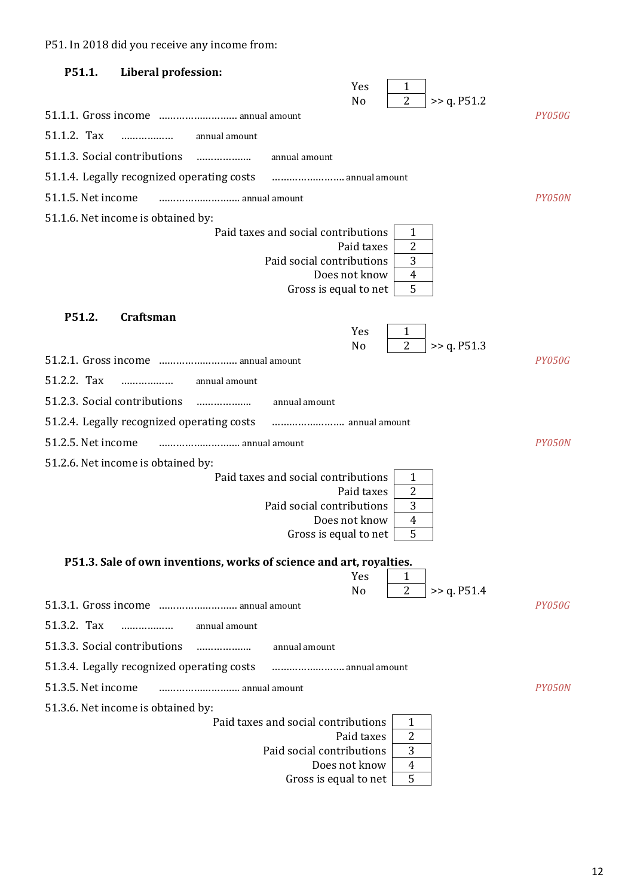P51. In 2018 did you receive any income from:

**P51.1. Liberal profession:**

| | | |
|---|---|---|
| Yes | 1 | |
| No | 2 | >> q. P51.2 |

51.1.1. Gross income .......................... annual amount *PY050G*

51.1.2. Tax ................. annual amount

51.1.3. Social contributions .................. annual amount

51.1.4. Legally recognized operating costs ........................ annual amount

51.1.5. Net income ........................... annual amount *PY050N*

51.1.6. Net income is obtained by:

| | |
|---|---|
| Paid taxes and social contributions | 1 |
| Paid taxes | 2 |
| Paid social contributions | 3 |
| Does not know | 4 |
| Gross is equal to net | 5 |

**P51.2. Craftsman**

| | | |
|---|---|---|
| Yes | 1 | |
| No | 2 | >> q. P51.3 |

51.2.1. Gross income .......................... annual amount *PY050G*

51.2.2. Tax ................. annual amount

51.2.3. Social contributions .................. annual amount

51.2.4. Legally recognized operating costs ........................ annual amount

51.2.5. Net income ........................... annual amount *PY050N*

51.2.6. Net income is obtained by:

| | |
|---|---|
| Paid taxes and social contributions | 1 |
| Paid taxes | 2 |
| Paid social contributions | 3 |
| Does not know | 4 |
| Gross is equal to net | 5 |

**P51.3. Sale of own inventions, works of science and art, royalties.**

| | | |
|---|---|---|
| Yes | 1 | |
| No | 2 | >> q. P51.4 |

51.3.1. Gross income .......................... annual amount *PY050G*

51.3.2. Tax ................. annual amount

51.3.3. Social contributions .................. annual amount

51.3.4. Legally recognized operating costs ........................ annual amount

51.3.5. Net income ........................... annual amount *PY050N*

51.3.6. Net income is obtained by:

| | |
|---|---|
| Paid taxes and social contributions | 1 |
| Paid taxes | 2 |
| Paid social contributions | 3 |
| Does not know | 4 |
| Gross is equal to net | 5 |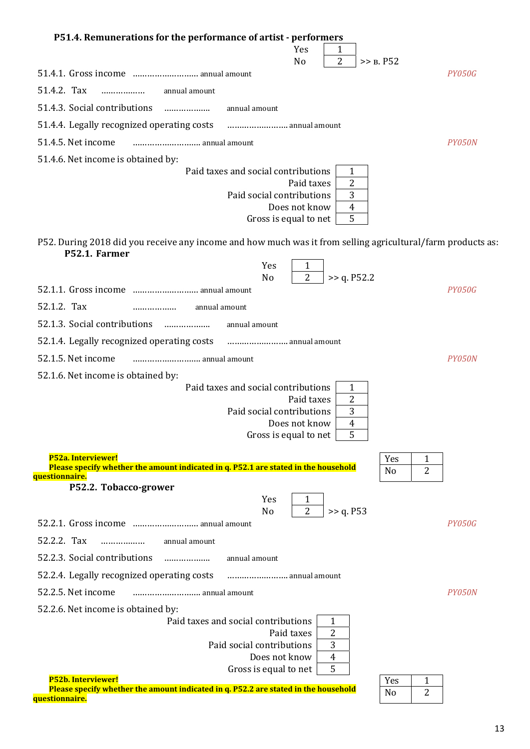**P51.4. Remunerations for the performance of artist - performers**

| | | |
|---|---|---|
| Yes | 1 | |
| No | 2 | >> в. P52 |

51.4.1. Gross income ……………………… annual amount *PY050G*

51.4.2. Tax ……………… annual amount

51.4.3. Social contributions ……………… annual amount

51.4.4. Legally recognized operating costs ……………………. annual amount

51.4.5. Net income ……………………… annual amount *PY050N*

51.4.6. Net income is obtained by:

| | |
|---|---|
| Paid taxes and social contributions | 1 |
| Paid taxes | 2 |
| Paid social contributions | 3 |
| Does not know | 4 |
| Gross is equal to net | 5 |

P52. During 2018 did you receive any income and how much was it from selling agricultural/farm products as:

**P52.1. Farmer**

| | | |
|---|---|---|
| Yes | 1 | |
| No | 2 | >> q. P52.2 |

52.1.1. Gross income ……………………… annual amount *PY050G*

52.1.2. Tax ……………… annual amount

52.1.3. Social contributions ……………… annual amount

52.1.4. Legally recognized operating costs ……………………. annual amount

52.1.5. Net income ……………………… annual amount *PY050N*

52.1.6. Net income is obtained by:

| | |
|---|---|
| Paid taxes and social contributions | 1 |
| Paid taxes | 2 |
| Paid social contributions | 3 |
| Does not know | 4 |
| Gross is equal to net | 5 |

**P52a. Interviewer!**
**Please specify whether the amount indicated in q. P52.1 are stated in the household questionnaire.**

| | |
|---|---|
| Yes | 1 |
| No | 2 |

**P52.2. Tobacco-grower**

| | | |
|---|---|---|
| Yes | 1 | |
| No | 2 | >> q. P53 |

52.2.1. Gross income ……………………… annual amount *PY050G*

52.2.2. Tax ……………… annual amount

52.2.3. Social contributions ……………… annual amount

52.2.4. Legally recognized operating costs ……………………. annual amount

52.2.5. Net income ……………………… annual amount *PY050N*

52.2.6. Net income is obtained by:

| | |
|---|---|
| Paid taxes and social contributions | 1 |
| Paid taxes | 2 |
| Paid social contributions | 3 |
| Does not know | 4 |
| Gross is equal to net | 5 |

**P52b. Interviewer!**
**Please specify whether the amount indicated in q. P52.2 are stated in the household questionnaire.**

| | |
|---|---|
| Yes | 1 |
| No | 2 |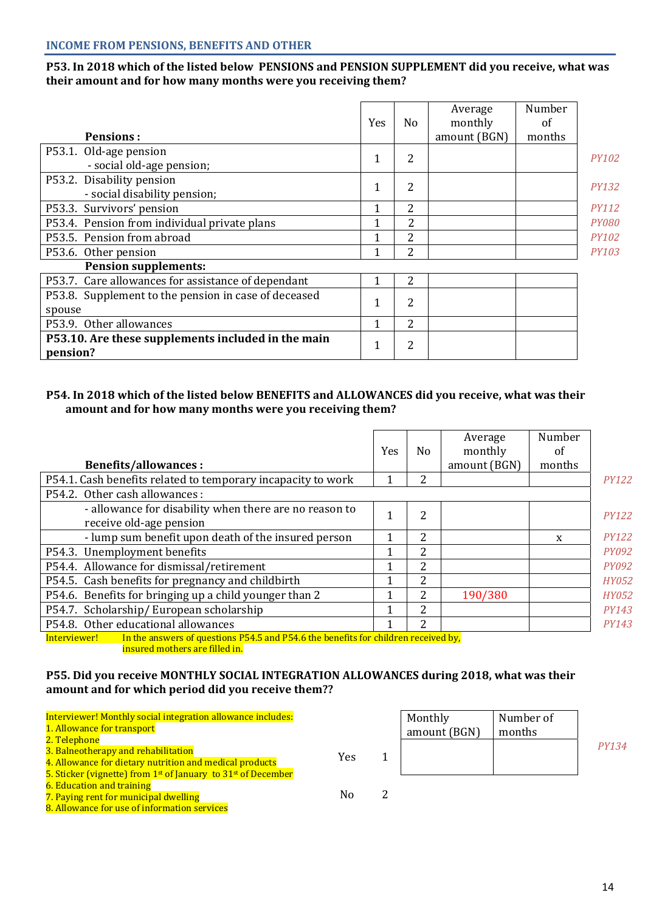## INCOME FROM PENSIONS, BENEFITS AND OTHER

**P53. In 2018 which of the listed below PENSIONS and PENSION SUPPLEMENT did you receive, what was their amount and for how many months were you receiving them?**

| **Pensions :** | Yes | No | Average monthly amount (BGN) | Number of months | |
|---|---|---|---|---|---|
| P53.1. Old-age pension<br>- social old-age pension; | 1 | 2 | | | *PY102* |
| P53.2. Disability pension<br>- social disability pension; | 1 | 2 | | | *PY132* |
| P53.3. Survivors' pension | 1 | 2 | | | *PY112* |
| P53.4. Pension from individual private plans | 1 | 2 | | | *PY080* |
| P53.5. Pension from abroad | 1 | 2 | | | *PY102* |
| P53.6. Other pension | 1 | 2 | | | *PY103* |
| **Pension supplements:** | | | | | |
| P53.7. Care allowances for assistance of dependant | 1 | 2 | | | |
| P53.8. Supplement to the pension in case of deceased spouse | 1 | 2 | | | |
| P53.9. Other allowances | 1 | 2 | | | |
| **P53.10. Are these supplements included in the main pension?** | 1 | 2 | | | |

**P54. In 2018 which of the listed below BENEFITS and ALLOWANCES did you receive, what was their amount and for how many months were you receiving them?**

| **Benefits/allowances :** | Yes | No | Average monthly amount (BGN) | Number of months | |
|---|---|---|---|---|---|
| P54.1. Cash benefits related to temporary incapacity to work | 1 | 2 | | | *PY122* |
| P54.2. Other cash allowances : | | | | | |
| - allowance for disability when there are no reason to receive old-age pension | 1 | 2 | | | *PY122* |
| - lump sum benefit upon death of the insured person | 1 | 2 | | x | *PY122* |
| P54.3. Unemployment benefits | 1 | 2 | | | *PY092* |
| P54.4. Allowance for dismissal/retirement | 1 | 2 | | | *PY092* |
| P54.5. Cash benefits for pregnancy and childbirth | 1 | 2 | | | *HY052* |
| P54.6. Benefits for bringing up a child younger than 2 | 1 | 2 | 190/380 | | *HY052* |
| P54.7. Scholarship/ European scholarship | 1 | 2 | | | *PY143* |
| P54.8. Other educational allowances | 1 | 2 | | | *PY143* |

Interviewer! In the answers of questions P54.5 and P54.6 the benefits for children received by, insured mothers are filled in.

**P55. Did you receive MONTHLY SOCIAL INTEGRATION ALLOWANCES during 2018, what was their amount and for which period did you receive them??**

Interviewer! Monthly social integration allowance includes:
1. Allowance for transport
2. Telephone
3. Balneotherapy and rehabilitation
4. Allowance for dietary nutrition and medical products
5. Sticker (vignette) from 1st of January to 31st of December
6. Education and training
7. Paying rent for municipal dwelling
8. Allowance for use of information services

| | | Monthly amount (BGN) | Number of months | |
|---|---|---|---|---|
| Yes | 1 | | | *PY134* |
| No | 2 | | | |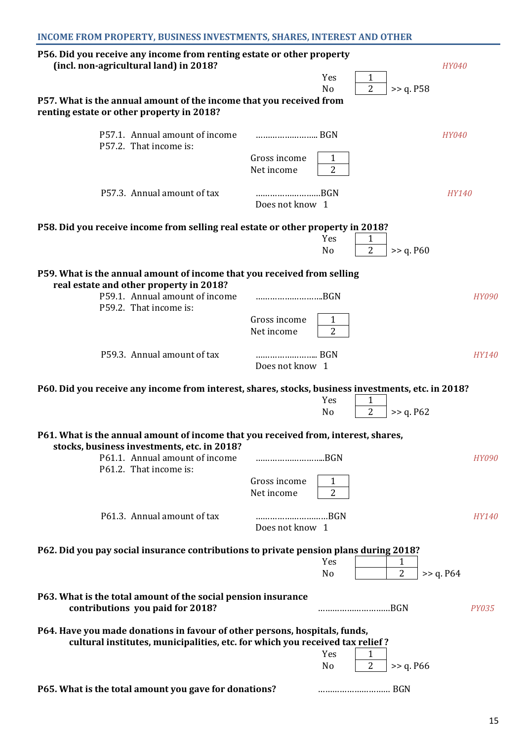## INCOME FROM PROPERTY, BUSINESS INVESTMENTS, SHARES, INTEREST AND OTHER

**P56. Did you receive any income from renting estate or other property (incl. non-agricultural land) in 2018?** *HY040*

| | | |
|---|---|---|
| Yes | 1 | |
| No | 2 | >> q. P58 |

**P57. What is the annual amount of the income that you received from renting estate or other property in 2018?**

P57.1. Annual amount of income ....................... BGN *HY040*

P57.2. That income is:

| | |
|---|---|
| Gross income | 1 |
| Net income | 2 |

P57.3. Annual amount of tax .........................BGN *HY140*

Does not know 1

**P58. Did you receive income from selling real estate or other property in 2018?**

| | | |
|---|---|---|
| Yes | 1 | |
| No | 2 | >> q. P60 |

**P59. What is the annual amount of income that you received from selling real estate and other property in 2018?**

P59.1. Annual amount of income .........................BGN *HY090*

P59.2. That income is:

| | |
|---|---|
| Gross income | 1 |
| Net income | 2 |

P59.3. Annual amount of tax ....................... BGN *HY140*

Does not know 1

**P60. Did you receive any income from interest, shares, stocks, business investments, etc. in 2018?**

| | | |
|---|---|---|
| Yes | 1 | |
| No | 2 | >> q. P62 |

**P61. What is the annual amount of income that you received from, interest, shares, stocks, business investments, etc. in 2018?**

P61.1. Annual amount of income ..........................BGN *HY090*

P61.2. That income is:

| | |
|---|---|
| Gross income | 1 |
| Net income | 2 |

P61.3. Annual amount of tax ..........................BGN *HY140*

Does not know 1

**P62. Did you pay social insurance contributions to private pension plans during 2018?**

| | | |
|---|---|---|
| Yes | 1 | |
| No | 2 | >> q. P64 |

**P63. What is the total amount of the social pension insurance contributions you paid for 2018?** ............................BGN *PY035*

**P64. Have you made donations in favour of other persons, hospitals, funds, cultural institutes, municipalities, etc. for which you received tax relief ?**

| | | |
|---|---|---|
| Yes | 1 | |
| No | 2 | >> q. P66 |

**P65. What is the total amount you gave for donations?** ............................ BGN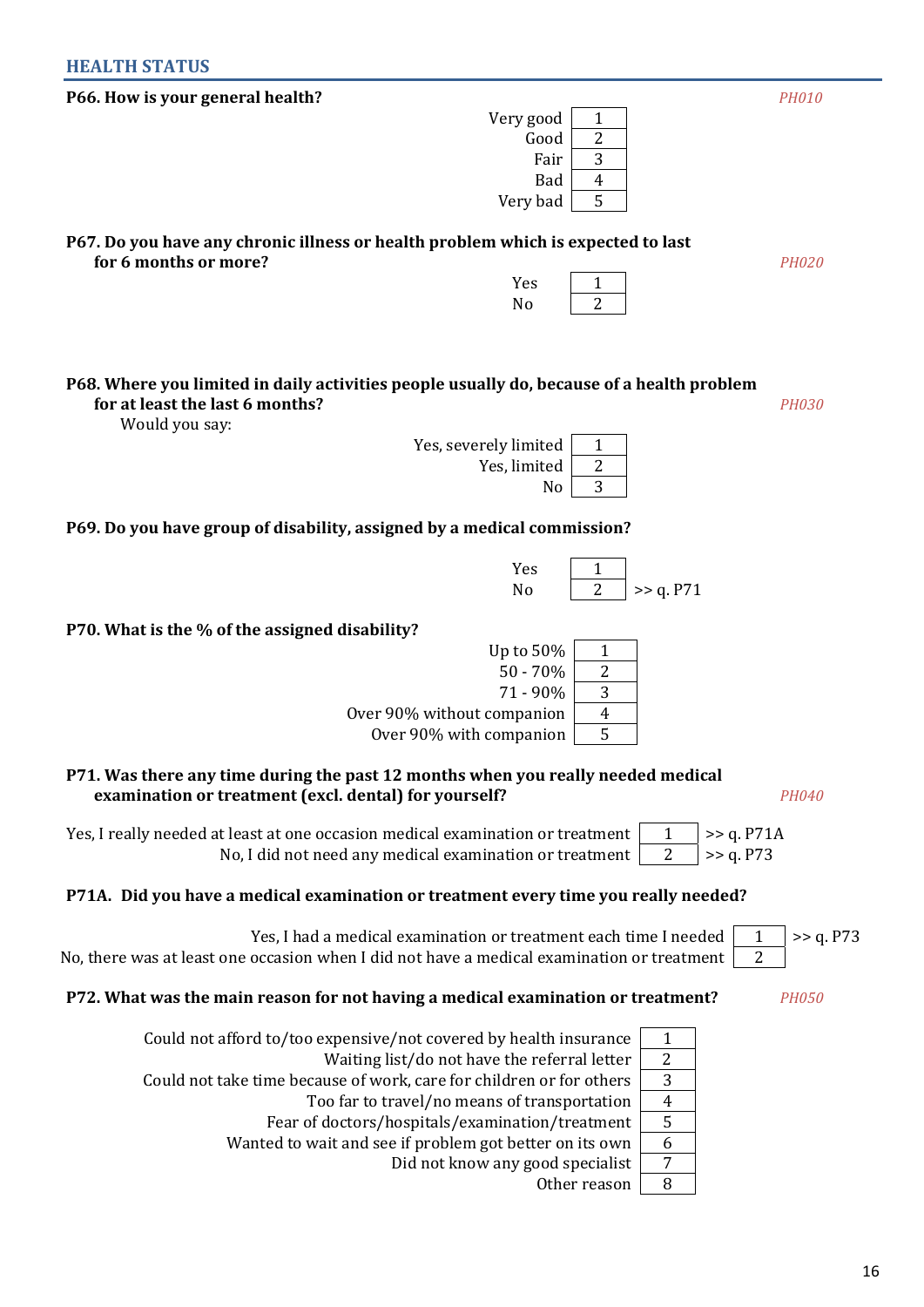## HEALTH STATUS

**P66. How is your general health?** *PH010*

| | |
|---|---|
| Very good | 1 |
| Good | 2 |
| Fair | 3 |
| Bad | 4 |
| Very bad | 5 |

**P67. Do you have any chronic illness or health problem which is expected to last for 6 months or more?** *PH020*

| | |
|---|---|
| Yes | 1 |
| No | 2 |

**P68. Where you limited in daily activities people usually do, because of a health problem for at least the last 6 months?** *PH030*

Would you say:

| | |
|---|---|
| Yes, severely limited | 1 |
| Yes, limited | 2 |
| No | 3 |

**P69. Do you have group of disability, assigned by a medical commission?**

| | | |
|---|---|---|
| Yes | 1 | |
| No | 2 | >> q. P71 |

**P70. What is the % of the assigned disability?**

| | |
|---|---|
| Up to 50% | 1 |
| 50 - 70% | 2 |
| 71 - 90% | 3 |
| Over 90% without companion | 4 |
| Over 90% with companion | 5 |

**P71. Was there any time during the past 12 months when you really needed medical examination or treatment (excl. dental) for yourself?** *PH040*

| | | |
|---|---|---|
| Yes, I really needed at least at one occasion medical examination or treatment | 1 | >> q. P71A |
| No, I did not need any medical examination or treatment | 2 | >> q. P73 |

**P71A. Did you have a medical examination or treatment every time you really needed?**

| | | |
|---|---|---|
| Yes, I had a medical examination or treatment each time I needed | 1 | >> q. P73 |
| No, there was at least one occasion when I did not have a medical examination or treatment | 2 | |

**P72. What was the main reason for not having a medical examination or treatment?** *PH050*

| | |
|---|---|
| Could not afford to/too expensive/not covered by health insurance | 1 |
| Waiting list/do not have the referral letter | 2 |
| Could not take time because of work, care for children or for others | 3 |
| Too far to travel/no means of transportation | 4 |
| Fear of doctors/hospitals/examination/treatment | 5 |
| Wanted to wait and see if problem got better on its own | 6 |
| Did not know any good specialist | 7 |
| Other reason | 8 |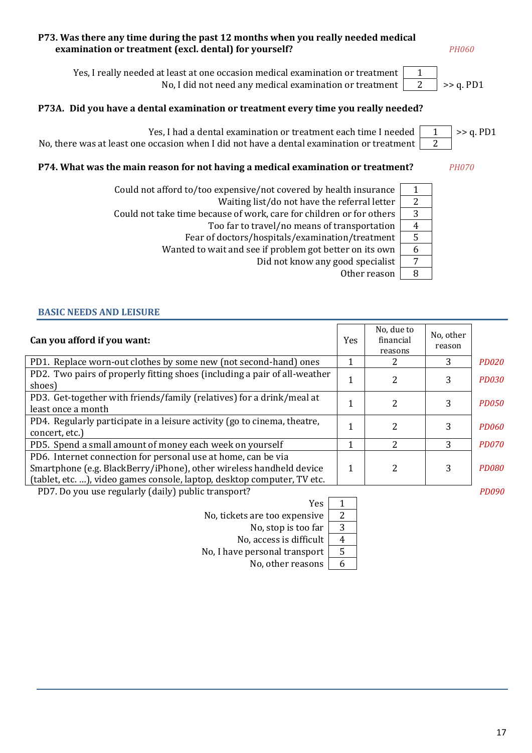**P73. Was there any time during the past 12 months when you really needed medical examination or treatment (excl. dental) for yourself?** *PH060*

| | | |
|---|---|---|
| Yes, I really needed at least at one occasion medical examination or treatment | 1 | |
| No, I did not need any medical examination or treatment | 2 | >> q. PD1 |

**P73A. Did you have a dental examination or treatment every time you really needed?**

| | | |
|---|---|---|
| Yes, I had a dental examination or treatment each time I needed | 1 | >> q. PD1 |
| No, there was at least one occasion when I did not have a dental examination or treatment | 2 | |

**P74. What was the main reason for not having a medical examination or treatment?** *PH070*

| | |
|---|---|
| Could not afford to/too expensive/not covered by health insurance | 1 |
| Waiting list/do not have the referral letter | 2 |
| Could not take time because of work, care for children or for others | 3 |
| Too far to travel/no means of transportation | 4 |
| Fear of doctors/hospitals/examination/treatment | 5 |
| Wanted to wait and see if problem got better on its own | 6 |
| Did not know any good specialist | 7 |
| Other reason | 8 |

## BASIC NEEDS AND LEISURE

| Can you afford if you want: | Yes | No, due to financial reasons | No, other reason | |
|---|---|---|---|---|
| PD1. Replace worn-out clothes by some new (not second-hand) ones | 1 | 2 | 3 | *PD020* |
| PD2. Two pairs of properly fitting shoes (including a pair of all-weather shoes) | 1 | 2 | 3 | *PD030* |
| PD3. Get-together with friends/family (relatives) for a drink/meal at least once a month | 1 | 2 | 3 | *PD050* |
| PD4. Regularly participate in a leisure activity (go to cinema, theatre, concert, etc.) | 1 | 2 | 3 | *PD060* |
| PD5. Spend a small amount of money each week on yourself | 1 | 2 | 3 | *PD070* |
| PD6. Internet connection for personal use at home, can be via Smartphone (e.g. BlackBerry/iPhone), other wireless handheld device (tablet, etc. ...), video games console, laptop, desktop computer, TV etc. | 1 | 2 | 3 | *PD080* |

PD7. Do you use regularly (daily) public transport? *PD090*

| | |
|---|---|
| Yes | 1 |
| No, tickets are too expensive | 2 |
| No, stop is too far | 3 |
| No, access is difficult | 4 |
| No, I have personal transport | 5 |
| No, other reasons | 6 |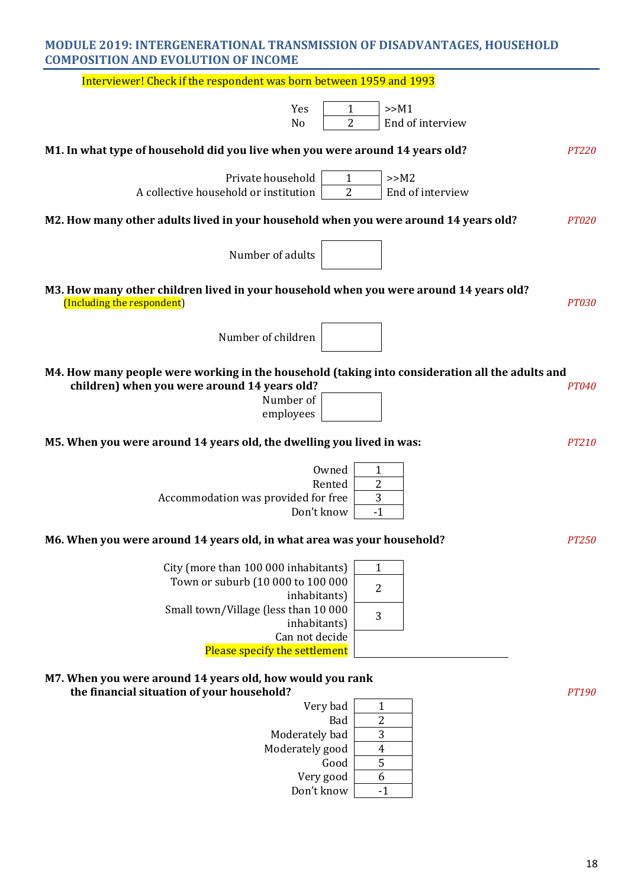## MODULE 2019: INTERGENERATIONAL TRANSMISSION OF DISADVANTAGES, HOUSEHOLD COMPOSITION AND EVOLUTION OF INCOME

Interviewer! Check if the respondent was born between 1959 and 1993

| | | |
|---|---|---|
| Yes | 1 | >>M1 |
| No | 2 | End of interview |

**M1. In what type of household did you live when you were around 14 years old?** *PT220*

| | | |
|---|---|---|
| Private household | 1 | >>M2 |
| A collective household or institution | 2 | End of interview |

**M2. How many other adults lived in your household when you were around 14 years old?** *PT020*

Number of adults [ ]

**M3. How many other children lived in your household when you were around 14 years old?** (Including the respondent) *PT030*

Number of children [ ]

**M4. How many people were working in the household (taking into consideration all the adults and children) when you were around 14 years old?** *PT040*

Number of employees [ ]

**M5. When you were around 14 years old, the dwelling you lived in was:** *PT210*

| | |
|---|---|
| Owned | 1 |
| Rented | 2 |
| Accommodation was provided for free | 3 |
| Don't know | -1 |

**M6. When you were around 14 years old, in what area was your household?** *PT250*

| | |
|---|---|
| City (more than 100 000 inhabitants) | 1 |
| Town or suburb (10 000 to 100 000 inhabitants) | 2 |
| Small town/Village (less than 10 000 inhabitants) | 3 |
| Can not decide | |
| Please specify the settlement | |

**M7. When you were around 14 years old, how would you rank the financial situation of your household?** *PT190*

| | |
|---|---|
| Very bad | 1 |
| Bad | 2 |
| Moderately bad | 3 |
| Moderately good | 4 |
| Good | 5 |
| Very good | 6 |
| Don't know | -1 |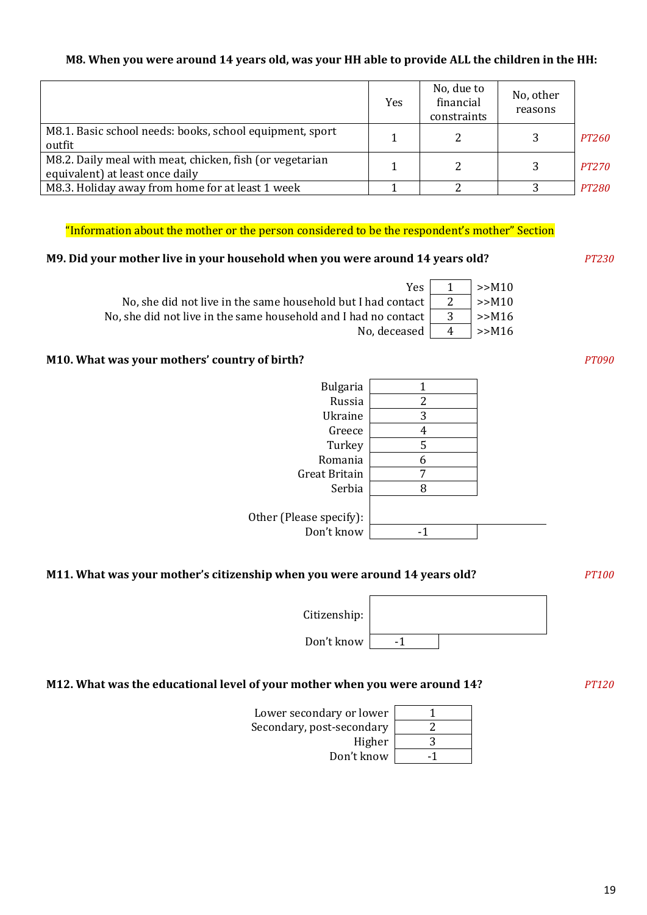**M8. When you were around 14 years old, was your HH able to provide ALL the children in the HH:**

| | Yes | No, due to financial constraints | No, other reasons | |
|---|---|---|---|---|
| M8.1. Basic school needs: books, school equipment, sport outfit | 1 | 2 | 3 | *PT260* |
| M8.2. Daily meal with meat, chicken, fish (or vegetarian equivalent) at least once daily | 1 | 2 | 3 | *PT270* |
| M8.3. Holiday away from home for at least 1 week | 1 | 2 | 3 | *PT280* |

"Information about the mother or the person considered to be the respondent's mother" Section

**M9. Did your mother live in your household when you were around 14 years old?** *PT230*

| | | |
|---|---|---|
| Yes | 1 | >>M10 |
| No, she did not live in the same household but I had contact | 2 | >>M10 |
| No, she did not live in the same household and I had no contact | 3 | >>M16 |
| No, deceased | 4 | >>M16 |

**M10. What was your mothers' country of birth?** *PT090*

| | |
|---|---|
| Bulgaria | 1 |
| Russia | 2 |
| Ukraine | 3 |
| Greece | 4 |
| Turkey | 5 |
| Romania | 6 |
| Great Britain | 7 |
| Serbia | 8 |
| Other (Please specify): | |
| Don't know | -1 |

**M11. What was your mother's citizenship when you were around 14 years old?** *PT100*

| | |
|---|---|
| Citizenship: | |
| Don't know | -1 |

**M12. What was the educational level of your mother when you were around 14?** *PT120*

| | |
|---|---|
| Lower secondary or lower | 1 |
| Secondary, post-secondary | 2 |
| Higher | 3 |
| Don't know | -1 |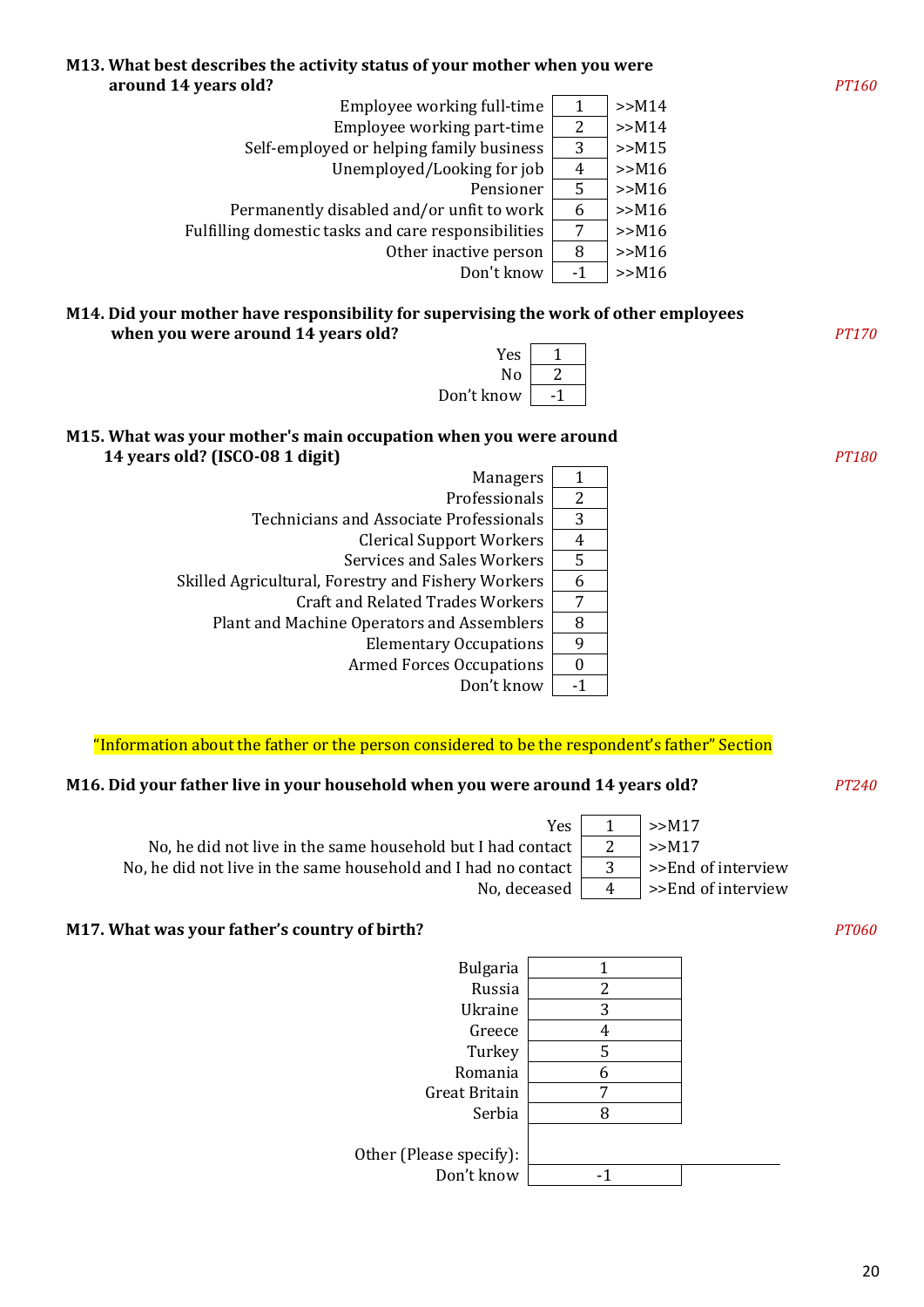**M13. What best describes the activity status of your mother when you were around 14 years old?** *PT160*

| | | |
|---|---|---|
| Employee working full-time | 1 | >>M14 |
| Employee working part-time | 2 | >>M14 |
| Self-employed or helping family business | 3 | >>M15 |
| Unemployed/Looking for job | 4 | >>M16 |
| Pensioner | 5 | >>M16 |
| Permanently disabled and/or unfit to work | 6 | >>M16 |
| Fulfilling domestic tasks and care responsibilities | 7 | >>M16 |
| Other inactive person | 8 | >>M16 |
| Don't know | -1 | >>M16 |

**M14. Did your mother have responsibility for supervising the work of other employees when you were around 14 years old?** *PT170*

| | |
|---|---|
| Yes | 1 |
| No | 2 |
| Don't know | -1 |

**M15. What was your mother's main occupation when you were around 14 years old? (ISCO-08 1 digit)** *PT180*

| | |
|---|---|
| Managers | 1 |
| Professionals | 2 |
| Technicians and Associate Professionals | 3 |
| Clerical Support Workers | 4 |
| Services and Sales Workers | 5 |
| Skilled Agricultural, Forestry and Fishery Workers | 6 |
| Craft and Related Trades Workers | 7 |
| Plant and Machine Operators and Assemblers | 8 |
| Elementary Occupations | 9 |
| Armed Forces Occupations | 0 |
| Don't know | -1 |

"Information about the father or the person considered to be the respondent's father" Section

**M16. Did your father live in your household when you were around 14 years old?** *PT240*

| | | |
|---|---|---|
| Yes | 1 | >>M17 |
| No, he did not live in the same household but I had contact | 2 | >>M17 |
| No, he did not live in the same household and I had no contact | 3 | >>End of interview |
| No, deceased | 4 | >>End of interview |

**M17. What was your father's country of birth?** *PT060*

| | |
|---|---|
| Bulgaria | 1 |
| Russia | 2 |
| Ukraine | 3 |
| Greece | 4 |
| Turkey | 5 |
| Romania | 6 |
| Great Britain | 7 |
| Serbia | 8 |
| Other (Please specify): | |
| Don't know | -1 |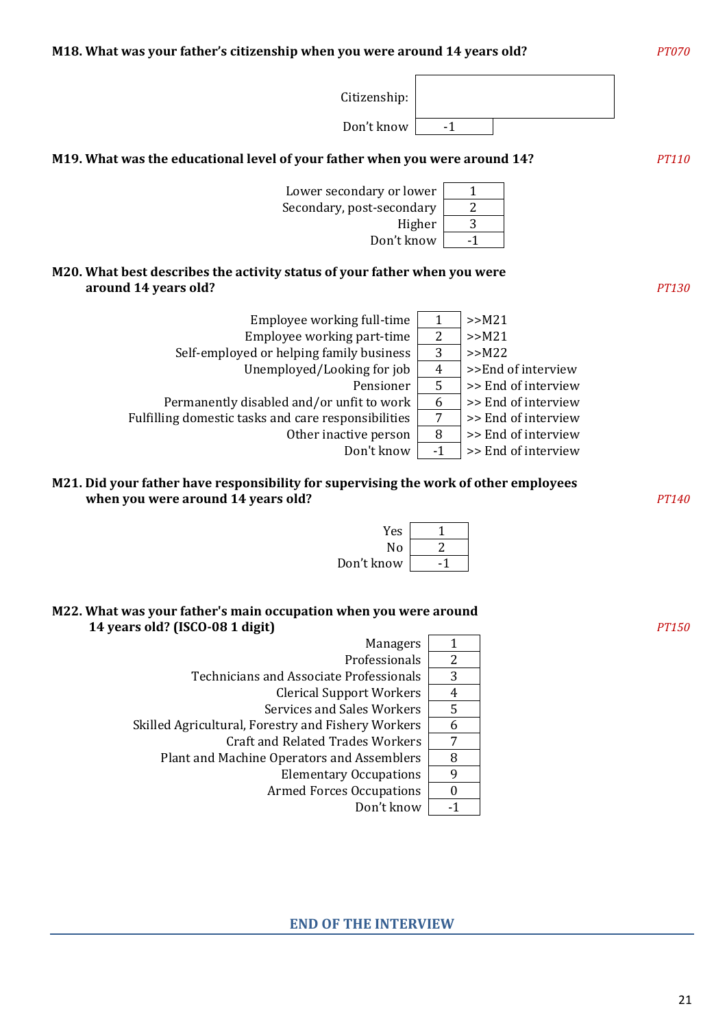**M18. What was your father's citizenship when you were around 14 years old?** *PT070*

| | |
|---|---|
| Citizenship: | |
| Don't know | -1 |

**M19. What was the educational level of your father when you were around 14?** *PT110*

| | |
|---|---|
| Lower secondary or lower | 1 |
| Secondary, post-secondary | 2 |
| Higher | 3 |
| Don't know | -1 |

**M20. What best describes the activity status of your father when you were around 14 years old?** *PT130*

| | | |
|---|---|---|
| Employee working full-time | 1 | >>M21 |
| Employee working part-time | 2 | >>M21 |
| Self-employed or helping family business | 3 | >>M22 |
| Unemployed/Looking for job | 4 | >>End of interview |
| Pensioner | 5 | >> End of interview |
| Permanently disabled and/or unfit to work | 6 | >> End of interview |
| Fulfilling domestic tasks and care responsibilities | 7 | >> End of interview |
| Other inactive person | 8 | >> End of interview |
| Don't know | -1 | >> End of interview |

**M21. Did your father have responsibility for supervising the work of other employees when you were around 14 years old?** *PT140*

| | |
|---|---|
| Yes | 1 |
| No | 2 |
| Don't know | -1 |

**M22. What was your father's main occupation when you were around 14 years old? (ISCO-08 1 digit)** *PT150*

| | |
|---|---|
| Managers | 1 |
| Professionals | 2 |
| Technicians and Associate Professionals | 3 |
| Clerical Support Workers | 4 |
| Services and Sales Workers | 5 |
| Skilled Agricultural, Forestry and Fishery Workers | 6 |
| Craft and Related Trades Workers | 7 |
| Plant and Machine Operators and Assemblers | 8 |
| Elementary Occupations | 9 |
| Armed Forces Occupations | 0 |
| Don't know | -1 |

**END OF THE INTERVIEW**